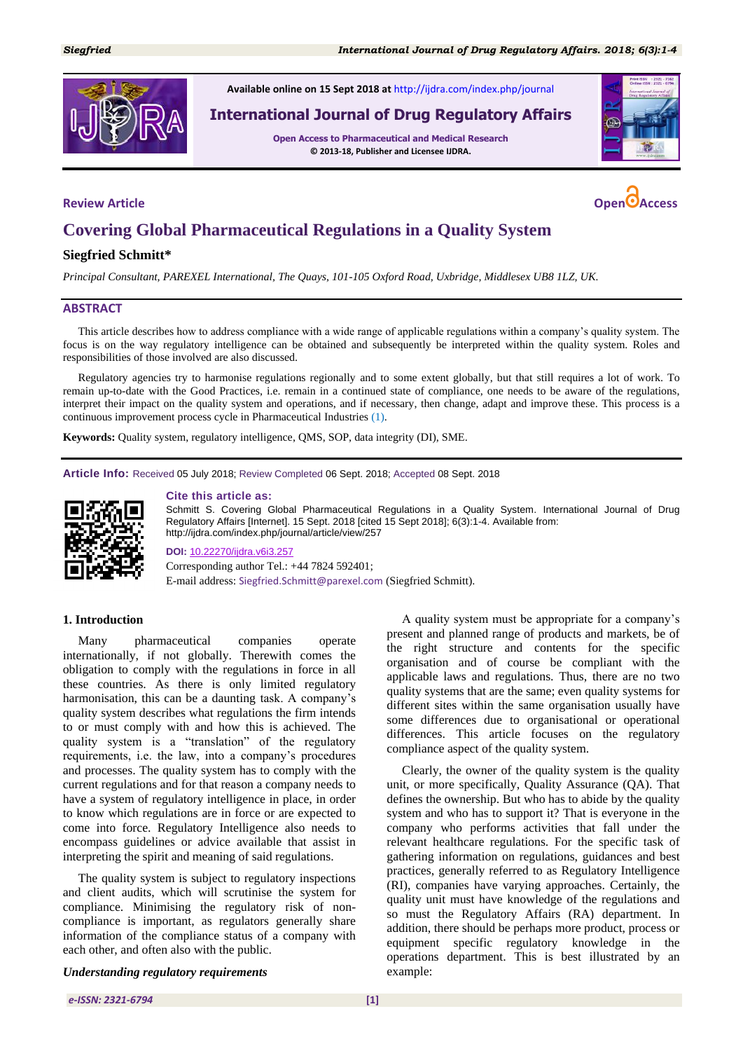Available online on 15 Sept 2018 at http://ijdra.com/index.php/journal

**International Journal of Drug Regulatory Affairs**

**Open Access to Pharmaceutical and Medical Research**

**© 2013-18, Publisher and Licensee IJDRA.**

**Review Article**

**Open Access**

# Covering Global Pharmaceutical Regulations in a Quality System

**Siegfried Schmitt***

*Principal Consultant, PAREXEL International, The Quays, 101-105 Oxford Road, Uxbridge, Middlesex UB8 1LZ, UK.*

## ABSTRACT

This article describes how to address compliance with a wide range of applicable regulations within a company's quality system. The focus is on the way regulatory intelligence can be obtained and subsequently be interpreted within the quality system. Roles and responsibilities of those involved are also discussed.

Regulatory agencies try to harmonise regulations regionally and to some extent globally, but that still requires a lot of work. To remain up-to-date with the Good Practices, i.e. remain in a continued state of compliance, one needs to be aware of the regulations, interpret their impact on the quality system and operations, and if necessary, then change, adapt and improve these. This process is a continuous improvement process cycle in Pharmaceutical Industries (1).

**Keywords:** Quality system, regulatory intelligence, QMS, SOP, data integrity (DI), SME.

**Article Info:** Received 05 July 2018; Review Completed 06 Sept. 2018; Accepted 08 Sept. 2018

**Cite this article as:**

Schmitt S. Covering Global Pharmaceutical Regulations in a Quality System. International Journal of Drug Regulatory Affairs [Internet]. 15 Sept. 2018 [cited 15 Sept 2018]; 6(3):1-4. Available from: http://ijdra.com/index.php/journal/article/view/257

**DOI:** 10.22270/ijdra.v6i3.257

Corresponding author Tel.: +44 7824 592401;

E-mail address: Siegfried.Schmitt@parexel.com (Siegfried Schmitt).

## 1. Introduction

Many pharmaceutical companies operate internationally, if not globally. Therewith comes the obligation to comply with the regulations in force in all these countries. As there is only limited regulatory harmonisation, this can be a daunting task. A company's quality system describes what regulations the firm intends to or must comply with and how this is achieved. The quality system is a "translation" of the regulatory requirements, i.e. the law, into a company's procedures and processes. The quality system has to comply with the current regulations and for that reason a company needs to have a system of regulatory intelligence in place, in order to know which regulations are in force or are expected to come into force. Regulatory Intelligence also needs to encompass guidelines or advice available that assist in interpreting the spirit and meaning of said regulations.

The quality system is subject to regulatory inspections and client audits, which will scrutinise the system for compliance. Minimising the regulatory risk of non-compliance is important, as regulators generally share information of the compliance status of a company with each other, and often also with the public.

### *Understanding regulatory requirements*

A quality system must be appropriate for a company's present and planned range of products and markets, be of the right structure and contents for the specific organisation and of course be compliant with the applicable laws and regulations. Thus, there are no two quality systems that are the same; even quality systems for different sites within the same organisation usually have some differences due to organisational or operational differences. This article focuses on the regulatory compliance aspect of the quality system.

Clearly, the owner of the quality system is the quality unit, or more specifically, Quality Assurance (QA). That defines the ownership. But who has to abide by the quality system and who has to support it? That is everyone in the company who performs activities that fall under the relevant healthcare regulations. For the specific task of gathering information on regulations, guidances and best practices, generally referred to as Regulatory Intelligence (RI), companies have varying approaches. Certainly, the quality unit must have knowledge of the regulations and so must the Regulatory Affairs (RA) department. In addition, there should be perhaps more product, process or equipment specific regulatory knowledge in the operations department. This is best illustrated by an example: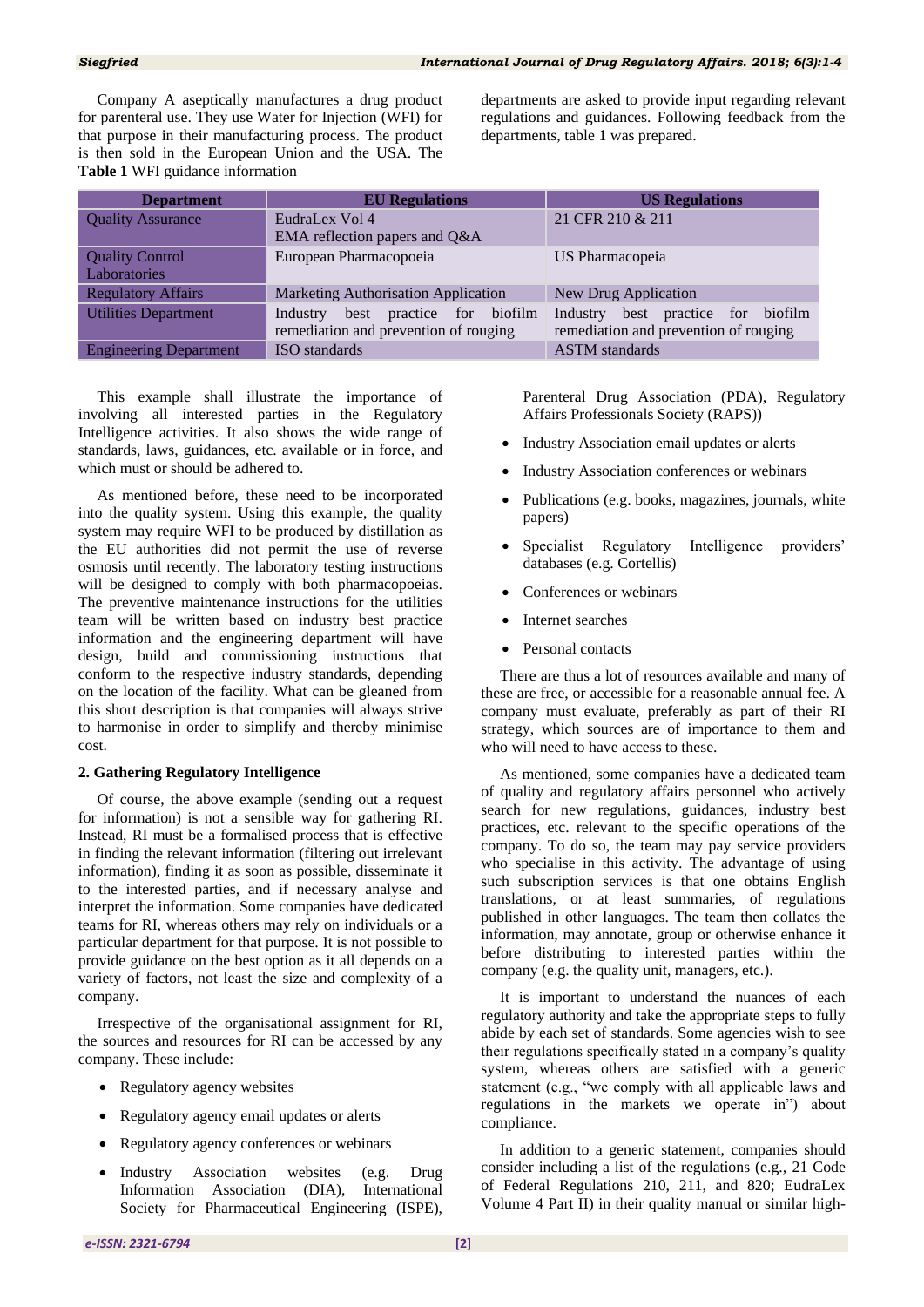Company A aseptically manufactures a drug product for parenteral use. They use Water for Injection (WFI) for that purpose in their manufacturing process. The product is then sold in the European Union and the USA. The departments are asked to provide input regarding relevant regulations and guidances. Following feedback from the departments, table 1 was prepared.

**Table 1** WFI guidance information

| Department | EU Regulations | US Regulations |
|---|---|---|
| Quality Assurance | EudraLex Vol 4<br>EMA reflection papers and Q&A | 21 CFR 210 & 211 |
| Quality Control Laboratories | European Pharmacopoeia | US Pharmacopeia |
| Regulatory Affairs | Marketing Authorisation Application | New Drug Application |
| Utilities Department | Industry best practice for biofilm remediation and prevention of rouging | Industry best practice for biofilm remediation and prevention of rouging |
| Engineering Department | ISO standards | ASTM standards |

This example shall illustrate the importance of involving all interested parties in the Regulatory Intelligence activities. It also shows the wide range of standards, laws, guidances, etc. available or in force, and which must or should be adhered to.

As mentioned before, these need to be incorporated into the quality system. Using this example, the quality system may require WFI to be produced by distillation as the EU authorities did not permit the use of reverse osmosis until recently. The laboratory testing instructions will be designed to comply with both pharmacopoeias. The preventive maintenance instructions for the utilities team will be written based on industry best practice information and the engineering department will have design, build and commissioning instructions that conform to the respective industry standards, depending on the location of the facility. What can be gleaned from this short description is that companies will always strive to harmonise in order to simplify and thereby minimise cost.

## 2. Gathering Regulatory Intelligence

Of course, the above example (sending out a request for information) is not a sensible way for gathering RI. Instead, RI must be a formalised process that is effective in finding the relevant information (filtering out irrelevant information), finding it as soon as possible, disseminate it to the interested parties, and if necessary analyse and interpret the information. Some companies have dedicated teams for RI, whereas others may rely on individuals or a particular department for that purpose. It is not possible to provide guidance on the best option as it all depends on a variety of factors, not least the size and complexity of a company.

Irrespective of the organisational assignment for RI, the sources and resources for RI can be accessed by any company. These include:

- Regulatory agency websites
- Regulatory agency email updates or alerts
- Regulatory agency conferences or webinars
- Industry Association websites (e.g. Drug Information Association (DIA), International Society for Pharmaceutical Engineering (ISPE), Parenteral Drug Association (PDA), Regulatory Affairs Professionals Society (RAPS))
- Industry Association email updates or alerts
- Industry Association conferences or webinars
- Publications (e.g. books, magazines, journals, white papers)
- Specialist Regulatory Intelligence providers' databases (e.g. Cortellis)
- Conferences or webinars
- Internet searches
- Personal contacts

There are thus a lot of resources available and many of these are free, or accessible for a reasonable annual fee. A company must evaluate, preferably as part of their RI strategy, which sources are of importance to them and who will need to have access to these.

As mentioned, some companies have a dedicated team of quality and regulatory affairs personnel who actively search for new regulations, guidances, industry best practices, etc. relevant to the specific operations of the company. To do so, the team may pay service providers who specialise in this activity. The advantage of using such subscription services is that one obtains English translations, or at least summaries, of regulations published in other languages. The team then collates the information, may annotate, group or otherwise enhance it before distributing to interested parties within the company (e.g. the quality unit, managers, etc.).

It is important to understand the nuances of each regulatory authority and take the appropriate steps to fully abide by each set of standards. Some agencies wish to see their regulations specifically stated in a company's quality system, whereas others are satisfied with a generic statement (e.g., "we comply with all applicable laws and regulations in the markets we operate in") about compliance.

In addition to a generic statement, companies should consider including a list of the regulations (e.g., 21 Code of Federal Regulations 210, 211, and 820; EudraLex Volume 4 Part II) in their quality manual or similar high-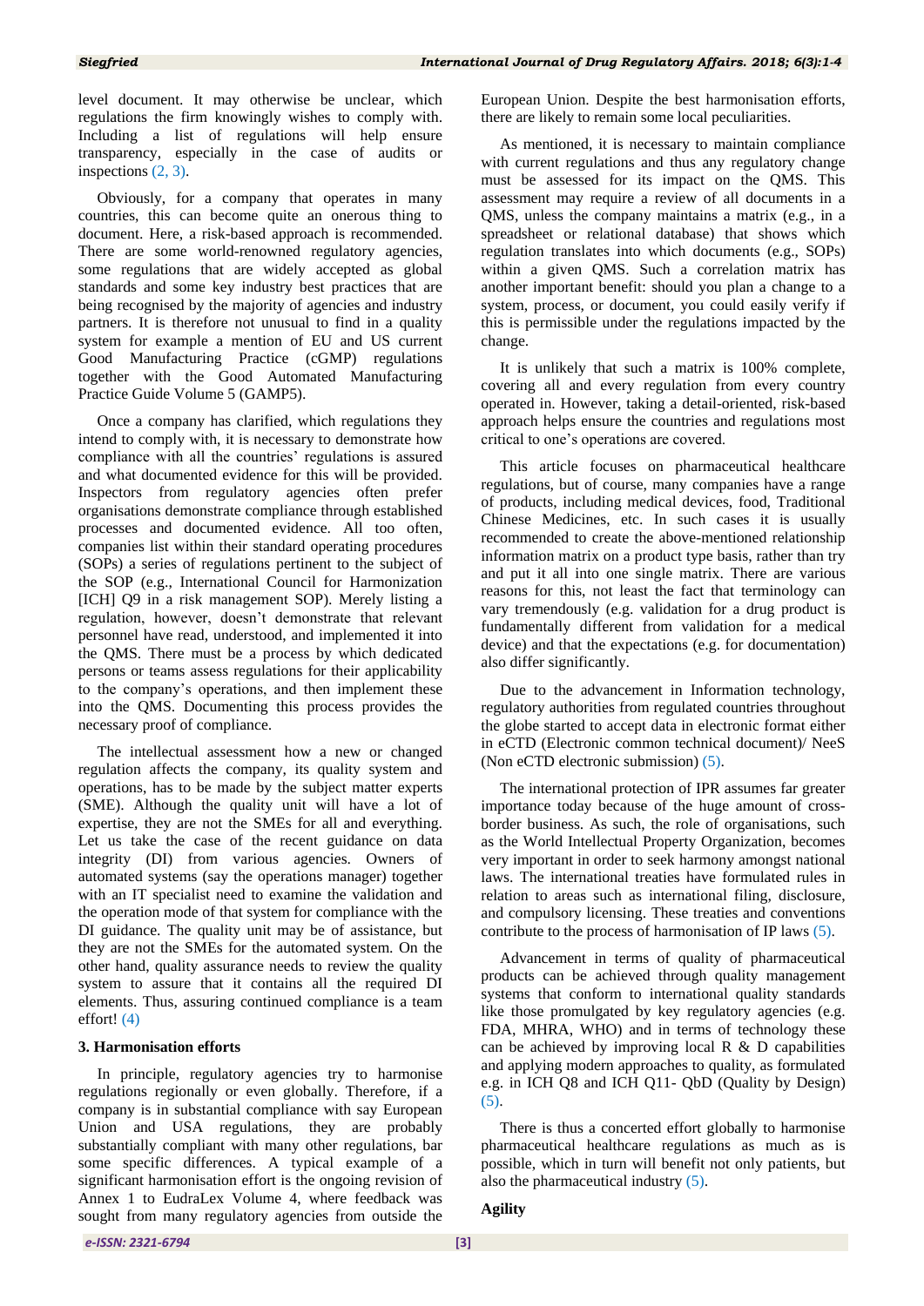level document. It may otherwise be unclear, which regulations the firm knowingly wishes to comply with. Including a list of regulations will help ensure transparency, especially in the case of audits or inspections (2, 3).

Obviously, for a company that operates in many countries, this can become quite an onerous thing to document. Here, a risk-based approach is recommended. There are some world-renowned regulatory agencies, some regulations that are widely accepted as global standards and some key industry best practices that are being recognised by the majority of agencies and industry partners. It is therefore not unusual to find in a quality system for example a mention of EU and US current Good Manufacturing Practice (cGMP) regulations together with the Good Automated Manufacturing Practice Guide Volume 5 (GAMP5).

Once a company has clarified, which regulations they intend to comply with, it is necessary to demonstrate how compliance with all the countries' regulations is assured and what documented evidence for this will be provided. Inspectors from regulatory agencies often prefer organisations demonstrate compliance through established processes and documented evidence. All too often, companies list within their standard operating procedures (SOPs) a series of regulations pertinent to the subject of the SOP (e.g., International Council for Harmonization [ICH] Q9 in a risk management SOP). Merely listing a regulation, however, doesn't demonstrate that relevant personnel have read, understood, and implemented it into the QMS. There must be a process by which dedicated persons or teams assess regulations for their applicability to the company's operations, and then implement these into the QMS. Documenting this process provides the necessary proof of compliance.

The intellectual assessment how a new or changed regulation affects the company, its quality system and operations, has to be made by the subject matter experts (SME). Although the quality unit will have a lot of expertise, they are not the SMEs for all and everything. Let us take the case of the recent guidance on data integrity (DI) from various agencies. Owners of automated systems (say the operations manager) together with an IT specialist need to examine the validation and the operation mode of that system for compliance with the DI guidance. The quality unit may be of assistance, but they are not the SMEs for the automated system. On the other hand, quality assurance needs to review the quality system to assure that it contains all the required DI elements. Thus, assuring continued compliance is a team effort! (4)

## 3. Harmonisation efforts

In principle, regulatory agencies try to harmonise regulations regionally or even globally. Therefore, if a company is in substantial compliance with say European Union and USA regulations, they are probably substantially compliant with many other regulations, bar some specific differences. A typical example of a significant harmonisation effort is the ongoing revision of Annex 1 to EudraLex Volume 4, where feedback was sought from many regulatory agencies from outside the European Union. Despite the best harmonisation efforts, there are likely to remain some local peculiarities.

As mentioned, it is necessary to maintain compliance with current regulations and thus any regulatory change must be assessed for its impact on the QMS. This assessment may require a review of all documents in a QMS, unless the company maintains a matrix (e.g., in a spreadsheet or relational database) that shows which regulation translates into which documents (e.g., SOPs) within a given QMS. Such a correlation matrix has another important benefit: should you plan a change to a system, process, or document, you could easily verify if this is permissible under the regulations impacted by the change.

It is unlikely that such a matrix is 100% complete, covering all and every regulation from every country operated in. However, taking a detail-oriented, risk-based approach helps ensure the countries and regulations most critical to one's operations are covered.

This article focuses on pharmaceutical healthcare regulations, but of course, many companies have a range of products, including medical devices, food, Traditional Chinese Medicines, etc. In such cases it is usually recommended to create the above-mentioned relationship information matrix on a product type basis, rather than try and put it all into one single matrix. There are various reasons for this, not least the fact that terminology can vary tremendously (e.g. validation for a drug product is fundamentally different from validation for a medical device) and that the expectations (e.g. for documentation) also differ significantly.

Due to the advancement in Information technology, regulatory authorities from regulated countries throughout the globe started to accept data in electronic format either in eCTD (Electronic common technical document)/ NeeS (Non eCTD electronic submission) (5).

The international protection of IPR assumes far greater importance today because of the huge amount of cross-border business. As such, the role of organisations, such as the World Intellectual Property Organization, becomes very important in order to seek harmony amongst national laws. The international treaties have formulated rules in relation to areas such as international filing, disclosure, and compulsory licensing. These treaties and conventions contribute to the process of harmonisation of IP laws (5).

Advancement in terms of quality of pharmaceutical products can be achieved through quality management systems that conform to international quality standards like those promulgated by key regulatory agencies (e.g. FDA, MHRA, WHO) and in terms of technology these can be achieved by improving local R & D capabilities and applying modern approaches to quality, as formulated e.g. in ICH Q8 and ICH Q11- QbD (Quality by Design) (5).

There is thus a concerted effort globally to harmonise pharmaceutical healthcare regulations as much as is possible, which in turn will benefit not only patients, but also the pharmaceutical industry (5).

**Agility**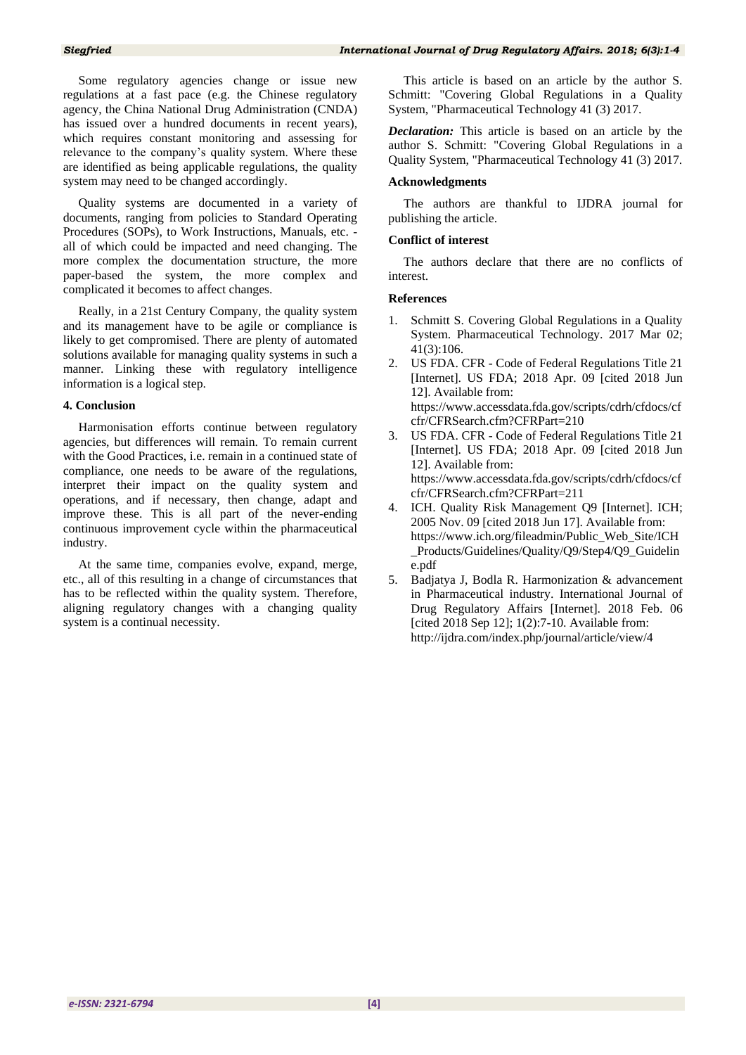Some regulatory agencies change or issue new regulations at a fast pace (e.g. the Chinese regulatory agency, the China National Drug Administration (CNDA) has issued over a hundred documents in recent years), which requires constant monitoring and assessing for relevance to the company's quality system. Where these are identified as being applicable regulations, the quality system may need to be changed accordingly.

Quality systems are documented in a variety of documents, ranging from policies to Standard Operating Procedures (SOPs), to Work Instructions, Manuals, etc. - all of which could be impacted and need changing. The more complex the documentation structure, the more paper-based the system, the more complex and complicated it becomes to affect changes.

Really, in a 21st Century Company, the quality system and its management have to be agile or compliance is likely to get compromised. There are plenty of automated solutions available for managing quality systems in such a manner. Linking these with regulatory intelligence information is a logical step.

### 4. Conclusion

Harmonisation efforts continue between regulatory agencies, but differences will remain. To remain current with the Good Practices, i.e. remain in a continued state of compliance, one needs to be aware of the regulations, interpret their impact on the quality system and operations, and if necessary, then change, adapt and improve these. This is all part of the never-ending continuous improvement cycle within the pharmaceutical industry.

At the same time, companies evolve, expand, merge, etc., all of this resulting in a change of circumstances that has to be reflected within the quality system. Therefore, aligning regulatory changes with a changing quality system is a continual necessity.

This article is based on an article by the author S. Schmitt: "Covering Global Regulations in a Quality System, "Pharmaceutical Technology 41 (3) 2017.

***Declaration:*** This article is based on an article by the author S. Schmitt: "Covering Global Regulations in a Quality System, "Pharmaceutical Technology 41 (3) 2017.

### Acknowledgments

The authors are thankful to IJDRA journal for publishing the article.

### Conflict of interest

The authors declare that there are no conflicts of interest.

### References

1. Schmitt S. Covering Global Regulations in a Quality System. Pharmaceutical Technology. 2017 Mar 02; 41(3):106.
2. US FDA. CFR - Code of Federal Regulations Title 21 [Internet]. US FDA; 2018 Apr. 09 [cited 2018 Jun 12]. Available from: https://www.accessdata.fda.gov/scripts/cdrh/cfdocs/cfcfr/CFRSearch.cfm?CFRPart=210
3. US FDA. CFR - Code of Federal Regulations Title 21 [Internet]. US FDA; 2018 Apr. 09 [cited 2018 Jun 12]. Available from: https://www.accessdata.fda.gov/scripts/cdrh/cfdocs/cfcfr/CFRSearch.cfm?CFRPart=211
4. ICH. Quality Risk Management Q9 [Internet]. ICH; 2005 Nov. 09 [cited 2018 Jun 17]. Available from: https://www.ich.org/fileadmin/Public_Web_Site/ICH_Products/Guidelines/Quality/Q9/Step4/Q9_Guideline.pdf
5. Badjatya J, Bodla R. Harmonization & advancement in Pharmaceutical industry. International Journal of Drug Regulatory Affairs [Internet]. 2018 Feb. 06 [cited 2018 Sep 12]; 1(2):7-10. Available from: http://ijdra.com/index.php/journal/article/view/4